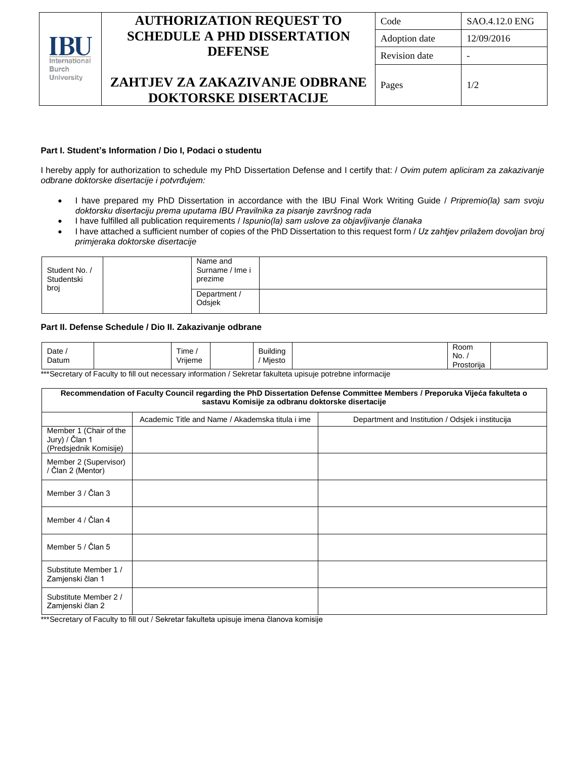| IBU International Burch University | AUTHORIZATION REQUEST TO SCHEDULE A PHD DISSERTATION DEFENSE<br><br>ZAHTJEV ZA ZAKAZIVANJE ODBRANE DOKTORSKE DISERTACIJE | Code | SAO.4.12.0 ENG |
|---|---|---|---|
| | | Adoption date | 12/09/2016 |
| | | Revision date | - |
| | | Pages | 1/2 |

**Part I. Student's Information / Dio I, Podaci o studentu**

I hereby apply for authorization to schedule my PhD Dissertation Defense and I certify that: / *Ovim putem apliciram za zakazivanje odbrane doktorske disertacije i potvrđujem:*

- I have prepared my PhD Dissertation in accordance with the IBU Final Work Writing Guide / *Pripremio(la) sam svoju doktorsku disertaciju prema uputama IBU Pravilnika za pisanje završnog rada*
- I have fulfilled all publication requirements / *Ispunio(la) sam uslove za objavljivanje članaka*
- I have attached a sufficient number of copies of the PhD Dissertation to this request form / *Uz zahtjev prilažem dovoljan broj primjeraka doktorske disertacije*

| Student No. / Studentski broj | | Name and Surname / Ime i prezime | |
|---|---|---|---|
| | | Department / Odsjek | |

**Part II. Defense Schedule / Dio II. Zakazivanje odbrane**

| Date / Datum | | Time / Vrijeme | | Building / Mjesto | | Room No. / Prostorija | |
|---|---|---|---|---|---|---|---|

***Secretary of Faculty to fill out necessary information / Sekretar fakulteta upisuje potrebne informacije

| **Recommendation of Faculty Council regarding the PhD Dissertation Defense Committee Members / Preporuka Vijeća fakulteta o sastavu Komisije za odbranu doktorske disertacije** | | |
|---|---|---|
| | Academic Title and Name / Akademska titula i ime | Department and Institution / Odsjek i institucija |
| Member 1 (Chair of the Jury) / Član 1 (Predsjednik Komisije) | | |
| Member 2 (Supervisor) / Član 2 (Mentor) | | |
| Member 3 / Član 3 | | |
| Member 4 / Član 4 | | |
| Member 5 / Član 5 | | |
| Substitute Member 1 / Zamjenski član 1 | | |
| Substitute Member 2 / Zamjenski član 2 | | |

***Secretary of Faculty to fill out / Sekretar fakulteta upisuje imena članova komisije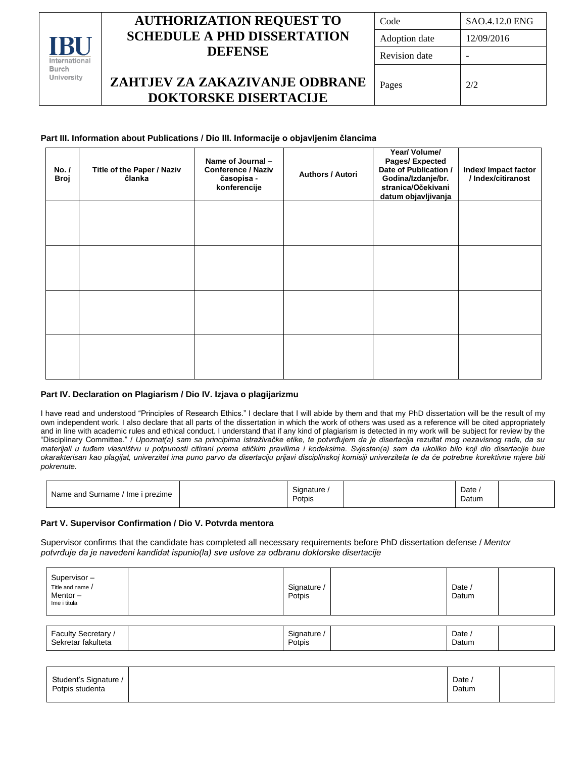| | AUTHORIZATION REQUEST TO SCHEDULE A PHD DISSERTATION DEFENSE | Code | SAO.4.12.0 ENG |
|---|---|---|---|
| IBU International Burch University | | Adoption date | 12/09/2016 |
| | | Revision date | - |
| | ZAHTJEV ZA ZAKAZIVANJE ODBRANE DOKTORSKE DISERTACIJE | Pages | 2/2 |

### Part III. Information about Publications / Dio III. Informacije o objavljenim člancima

| No. / Broj | Title of the Paper / Naziv članka | Name of Journal – Conference / Naziv časopisa - konferencije | Authors / Autori | Year/ Volume/ Pages/ Expected Date of Publication / Godina/Izdanje/br. stranica/Očekivani datum objavljivanja | Index/ Impact factor / Index/citiranost |
|---|---|---|---|---|---|
| | | | | | |
| | | | | | |
| | | | | | |
| | | | | | |

### Part IV. Declaration on Plagiarism / Dio IV. Izjava o plagijarizmu

I have read and understood “Principles of Research Ethics.” I declare that I will abide by them and that my PhD dissertation will be the result of my own independent work. I also declare that all parts of the dissertation in which the work of others was used as a reference will be cited appropriately and in line with academic rules and ethical conduct. I understand that if any kind of plagiarism is detected in my work will be subject for review by the “Disciplinary Committee.” / *Upoznat(a) sam sa principima istraživačke etike, te potvrđujem da je disertacija rezultat mog nezavisnog rada, da su materijali u tuđem vlasništvu u potpunosti citirani prema etičkim pravilima i kodeksima. Svjestan(a) sam da ukoliko bilo koji dio disertacije bue okarakterisan kao plagijat, univerzitet ima puno parvo da disertaciju prijavi disciplinskoj komisiji univerziteta te da će potrebne korektivne mjere biti pokrenute.*

| Name and Surname / Ime i prezime | | Signature / Potpis | | Date / Datum | |
|---|---|---|---|---|---|

### Part V. Supervisor Confirmation / Dio V. Potvrda mentora

Supervisor confirms that the candidate has completed all necessary requirements before PhD dissertation defense / *Mentor potvrđuje da je navedeni kandidat ispunio(la) sve uslove za odbranu doktorske disertacije*

| Supervisor – Title and name / Mentor – Ime i titula | | Signature / Potpis | | Date / Datum | |
|---|---|---|---|---|---|

| Faculty Secretary / Sekretar fakulteta | | Signature / Potpis | | Date / Datum | |
|---|---|---|---|---|---|

| Student's Signature / Potpis studenta | | Date / Datum | |
|---|---|---|---|